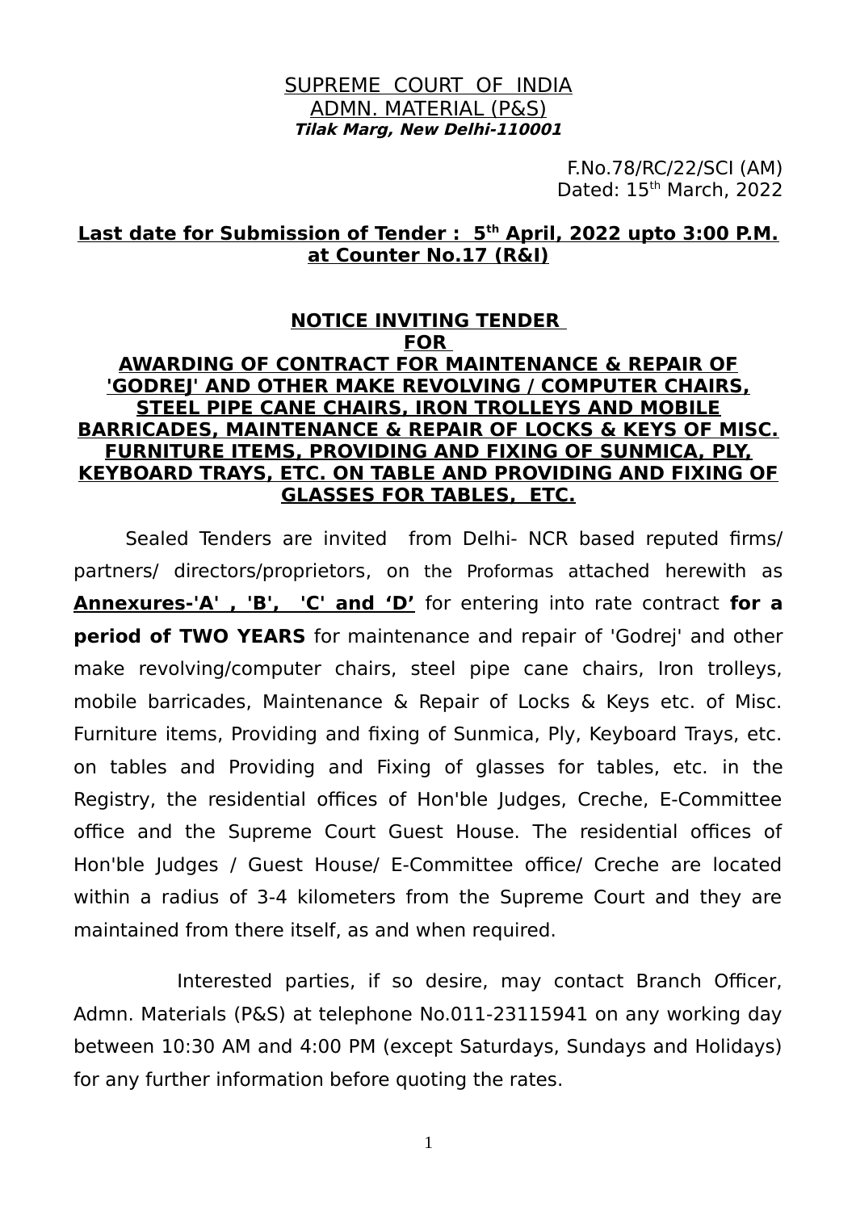SUPREME COURT OF INDIA
ADMN. MATERIAL (P&S)
***Tilak Marg, New Delhi-110001***

F.No.78/RC/22/SCI (AM)
Dated: 15th March, 2022

**Last date for Submission of Tender : 5th April, 2022 upto 3:00 P.M. at Counter No.17 (R&I)**

## NOTICE INVITING TENDER FOR AWARDING OF CONTRACT FOR MAINTENANCE & REPAIR OF 'GODREJ' AND OTHER MAKE REVOLVING / COMPUTER CHAIRS, STEEL PIPE CANE CHAIRS, IRON TROLLEYS AND MOBILE BARRICADES, MAINTENANCE & REPAIR OF LOCKS & KEYS OF MISC. FURNITURE ITEMS, PROVIDING AND FIXING OF SUNMICA, PLY, KEYBOARD TRAYS, ETC. ON TABLE AND PROVIDING AND FIXING OF GLASSES FOR TABLES, ETC.

Sealed Tenders are invited from Delhi- NCR based reputed firms/ partners/ directors/proprietors, on the Proformas attached herewith as **Annexures-'A' , 'B', 'C' and 'D'** for entering into rate contract **for a period of TWO YEARS** for maintenance and repair of 'Godrej' and other make revolving/computer chairs, steel pipe cane chairs, Iron trolleys, mobile barricades, Maintenance & Repair of Locks & Keys etc. of Misc. Furniture items, Providing and fixing of Sunmica, Ply, Keyboard Trays, etc. on tables and Providing and Fixing of glasses for tables, etc. in the Registry, the residential offices of Hon'ble Judges, Creche, E-Committee office and the Supreme Court Guest House. The residential offices of Hon'ble Judges / Guest House/ E-Committee office/ Creche are located within a radius of 3-4 kilometers from the Supreme Court and they are maintained from there itself, as and when required.

Interested parties, if so desire, may contact Branch Officer, Admn. Materials (P&S) at telephone No.011-23115941 on any working day between 10:30 AM and 4:00 PM (except Saturdays, Sundays and Holidays) for any further information before quoting the rates.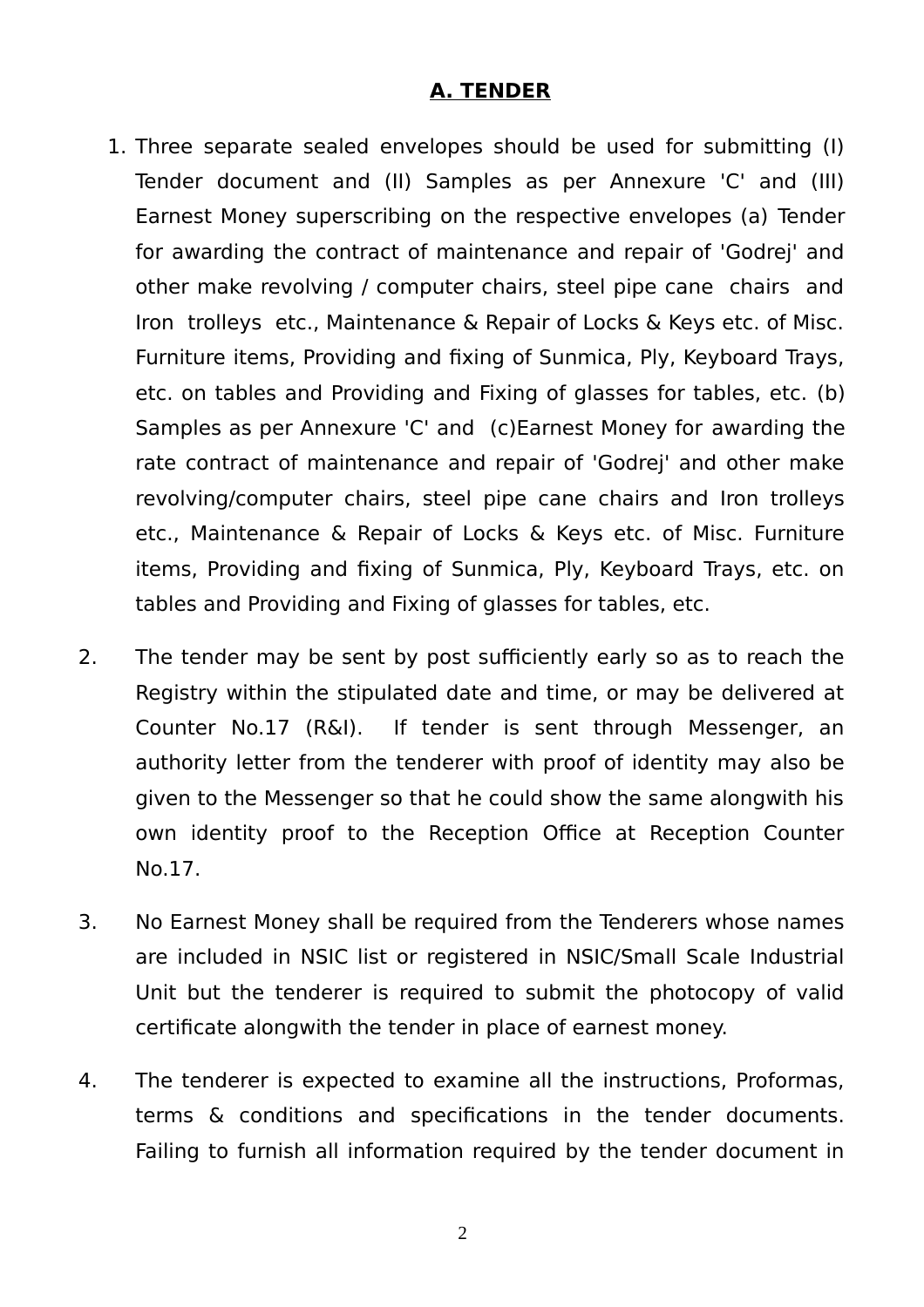## A. TENDER

1. Three separate sealed envelopes should be used for submitting (I) Tender document and (II) Samples as per Annexure 'C' and (III) Earnest Money superscribing on the respective envelopes (a) Tender for awarding the contract of maintenance and repair of 'Godrej' and other make revolving / computer chairs, steel pipe cane chairs and Iron trolleys etc., Maintenance & Repair of Locks & Keys etc. of Misc. Furniture items, Providing and fixing of Sunmica, Ply, Keyboard Trays, etc. on tables and Providing and Fixing of glasses for tables, etc. (b) Samples as per Annexure 'C' and (c)Earnest Money for awarding the rate contract of maintenance and repair of 'Godrej' and other make revolving/computer chairs, steel pipe cane chairs and Iron trolleys etc., Maintenance & Repair of Locks & Keys etc. of Misc. Furniture items, Providing and fixing of Sunmica, Ply, Keyboard Trays, etc. on tables and Providing and Fixing of glasses for tables, etc.

2. The tender may be sent by post sufficiently early so as to reach the Registry within the stipulated date and time, or may be delivered at Counter No.17 (R&I). If tender is sent through Messenger, an authority letter from the tenderer with proof of identity may also be given to the Messenger so that he could show the same alongwith his own identity proof to the Reception Office at Reception Counter No.17.

3. No Earnest Money shall be required from the Tenderers whose names are included in NSIC list or registered in NSIC/Small Scale Industrial Unit but the tenderer is required to submit the photocopy of valid certificate alongwith the tender in place of earnest money.

4. The tenderer is expected to examine all the instructions, Proformas, terms & conditions and specifications in the tender documents. Failing to furnish all information required by the tender document in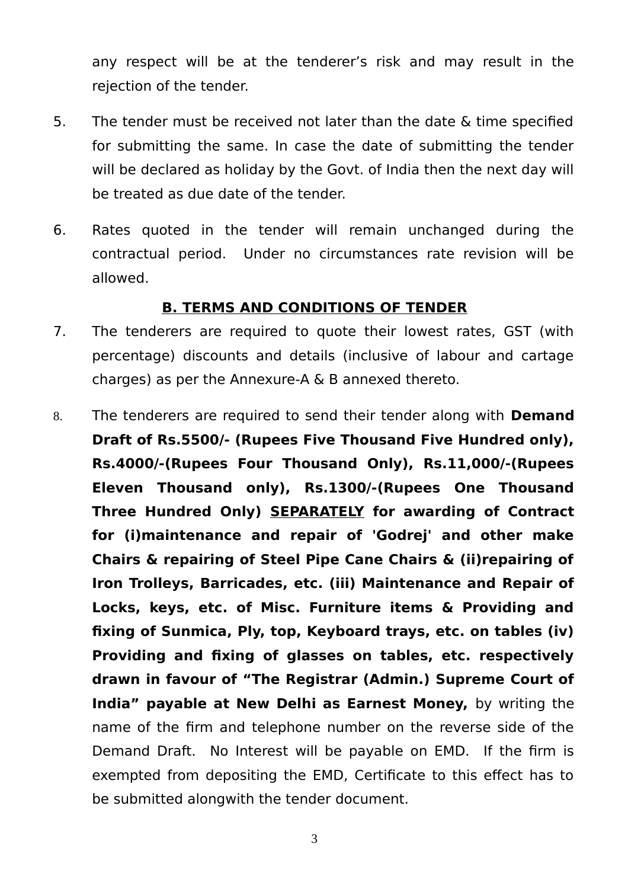any respect will be at the tenderer's risk and may result in the rejection of the tender.

5. The tender must be received not later than the date & time specified for submitting the same. In case the date of submitting the tender will be declared as holiday by the Govt. of India then the next day will be treated as due date of the tender.

6. Rates quoted in the tender will remain unchanged during the contractual period. Under no circumstances rate revision will be allowed.

## B. TERMS AND CONDITIONS OF TENDER

7. The tenderers are required to quote their lowest rates, GST (with percentage) discounts and details (inclusive of labour and cartage charges) as per the Annexure-A & B annexed thereto.

8. The tenderers are required to send their tender along with **Demand Draft of Rs.5500/- (Rupees Five Thousand Five Hundred only), Rs.4000/-(Rupees Four Thousand Only), Rs.11,000/-(Rupees Eleven Thousand only), Rs.1300/-(Rupees One Thousand Three Hundred Only) SEPARATELY for awarding of Contract for (i)maintenance and repair of 'Godrej' and other make Chairs & repairing of Steel Pipe Cane Chairs & (ii)repairing of Iron Trolleys, Barricades, etc. (iii) Maintenance and Repair of Locks, keys, etc. of Misc. Furniture items & Providing and fixing of Sunmica, Ply, top, Keyboard trays, etc. on tables (iv) Providing and fixing of glasses on tables, etc. respectively drawn in favour of "The Registrar (Admin.) Supreme Court of India" payable at New Delhi as Earnest Money,** by writing the name of the firm and telephone number on the reverse side of the Demand Draft. No Interest will be payable on EMD. If the firm is exempted from depositing the EMD, Certificate to this effect has to be submitted alongwith the tender document.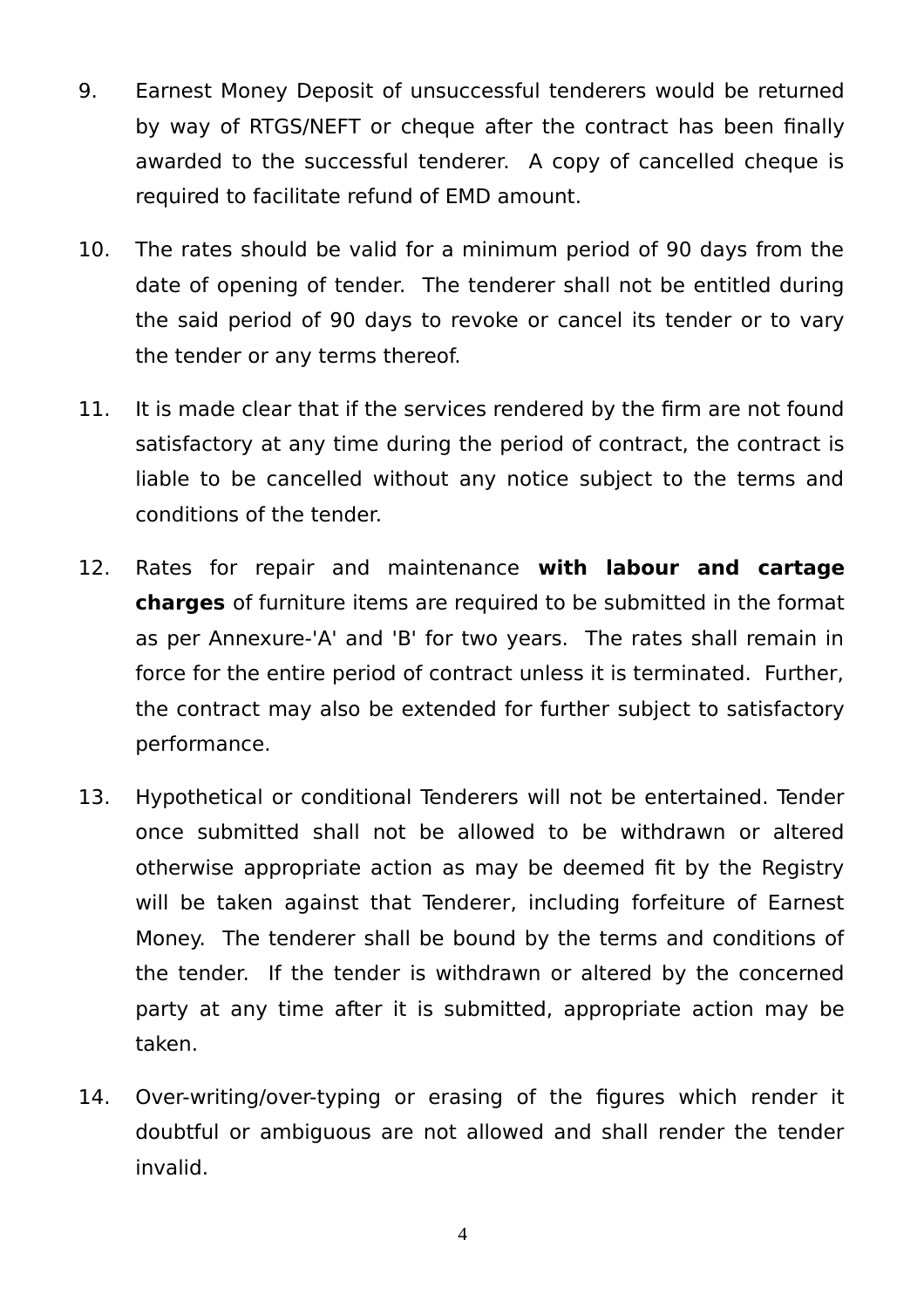9. Earnest Money Deposit of unsuccessful tenderers would be returned by way of RTGS/NEFT or cheque after the contract has been finally awarded to the successful tenderer. A copy of cancelled cheque is required to facilitate refund of EMD amount.

10. The rates should be valid for a minimum period of 90 days from the date of opening of tender. The tenderer shall not be entitled during the said period of 90 days to revoke or cancel its tender or to vary the tender or any terms thereof.

11. It is made clear that if the services rendered by the firm are not found satisfactory at any time during the period of contract, the contract is liable to be cancelled without any notice subject to the terms and conditions of the tender.

12. Rates for repair and maintenance **with labour and cartage charges** of furniture items are required to be submitted in the format as per Annexure-'A' and 'B' for two years. The rates shall remain in force for the entire period of contract unless it is terminated. Further, the contract may also be extended for further subject to satisfactory performance.

13. Hypothetical or conditional Tenderers will not be entertained. Tender once submitted shall not be allowed to be withdrawn or altered otherwise appropriate action as may be deemed fit by the Registry will be taken against that Tenderer, including forfeiture of Earnest Money. The tenderer shall be bound by the terms and conditions of the tender. If the tender is withdrawn or altered by the concerned party at any time after it is submitted, appropriate action may be taken.

14. Over-writing/over-typing or erasing of the figures which render it doubtful or ambiguous are not allowed and shall render the tender invalid.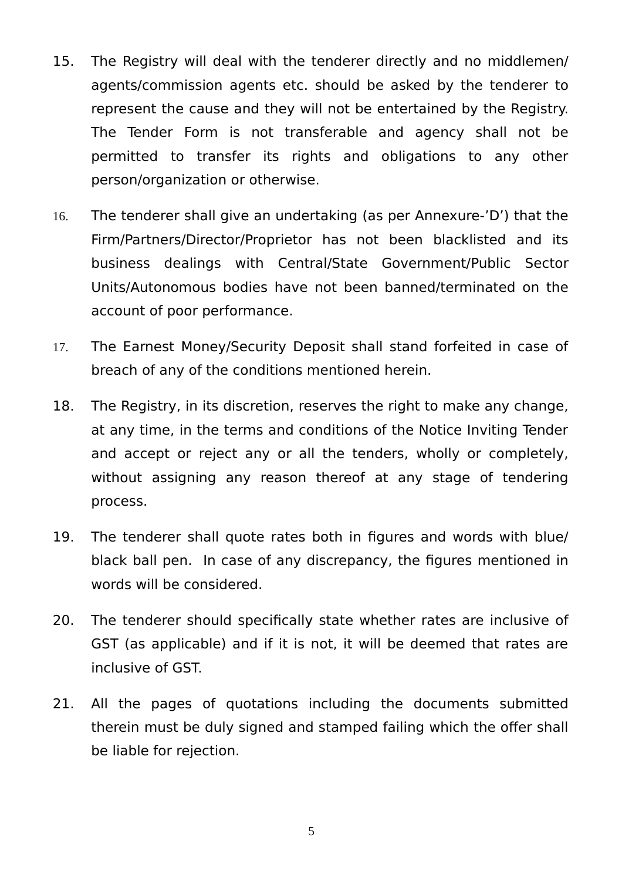15. The Registry will deal with the tenderer directly and no middlemen/ agents/commission agents etc. should be asked by the tenderer to represent the cause and they will not be entertained by the Registry. The Tender Form is not transferable and agency shall not be permitted to transfer its rights and obligations to any other person/organization or otherwise.

16. The tenderer shall give an undertaking (as per Annexure-'D') that the Firm/Partners/Director/Proprietor has not been blacklisted and its business dealings with Central/State Government/Public Sector Units/Autonomous bodies have not been banned/terminated on the account of poor performance.

17. The Earnest Money/Security Deposit shall stand forfeited in case of breach of any of the conditions mentioned herein.

18. The Registry, in its discretion, reserves the right to make any change, at any time, in the terms and conditions of the Notice Inviting Tender and accept or reject any or all the tenders, wholly or completely, without assigning any reason thereof at any stage of tendering process.

19. The tenderer shall quote rates both in figures and words with blue/ black ball pen. In case of any discrepancy, the figures mentioned in words will be considered.

20. The tenderer should specifically state whether rates are inclusive of GST (as applicable) and if it is not, it will be deemed that rates are inclusive of GST.

21. All the pages of quotations including the documents submitted therein must be duly signed and stamped failing which the offer shall be liable for rejection.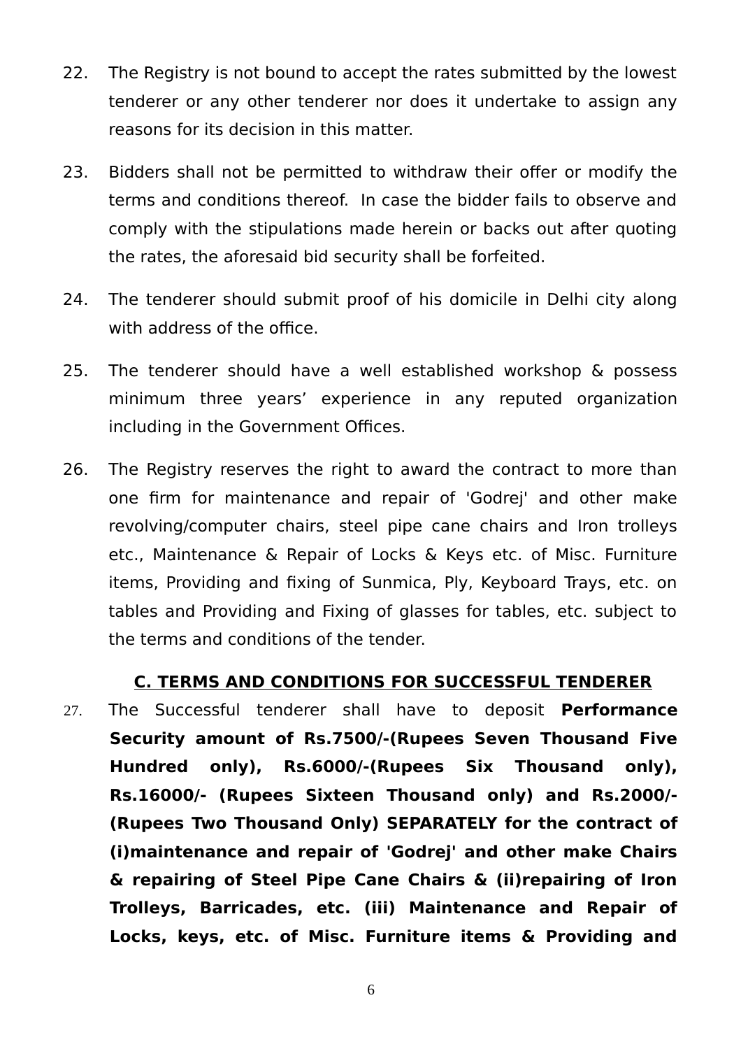22. The Registry is not bound to accept the rates submitted by the lowest tenderer or any other tenderer nor does it undertake to assign any reasons for its decision in this matter.

23. Bidders shall not be permitted to withdraw their offer or modify the terms and conditions thereof. In case the bidder fails to observe and comply with the stipulations made herein or backs out after quoting the rates, the aforesaid bid security shall be forfeited.

24. The tenderer should submit proof of his domicile in Delhi city along with address of the office.

25. The tenderer should have a well established workshop & possess minimum three years' experience in any reputed organization including in the Government Offices.

26. The Registry reserves the right to award the contract to more than one firm for maintenance and repair of 'Godrej' and other make revolving/computer chairs, steel pipe cane chairs and Iron trolleys etc., Maintenance & Repair of Locks & Keys etc. of Misc. Furniture items, Providing and fixing of Sunmica, Ply, Keyboard Trays, etc. on tables and Providing and Fixing of glasses for tables, etc. subject to the terms and conditions of the tender.

## C. TERMS AND CONDITIONS FOR SUCCESSFUL TENDERER

27. The Successful tenderer shall have to deposit **Performance Security amount of Rs.7500/-(Rupees Seven Thousand Five Hundred only), Rs.6000/-(Rupees Six Thousand only), Rs.16000/- (Rupees Sixteen Thousand only) and Rs.2000/- (Rupees Two Thousand Only) SEPARATELY for the contract of (i)maintenance and repair of 'Godrej' and other make Chairs & repairing of Steel Pipe Cane Chairs & (ii)repairing of Iron Trolleys, Barricades, etc. (iii) Maintenance and Repair of Locks, keys, etc. of Misc. Furniture items & Providing and**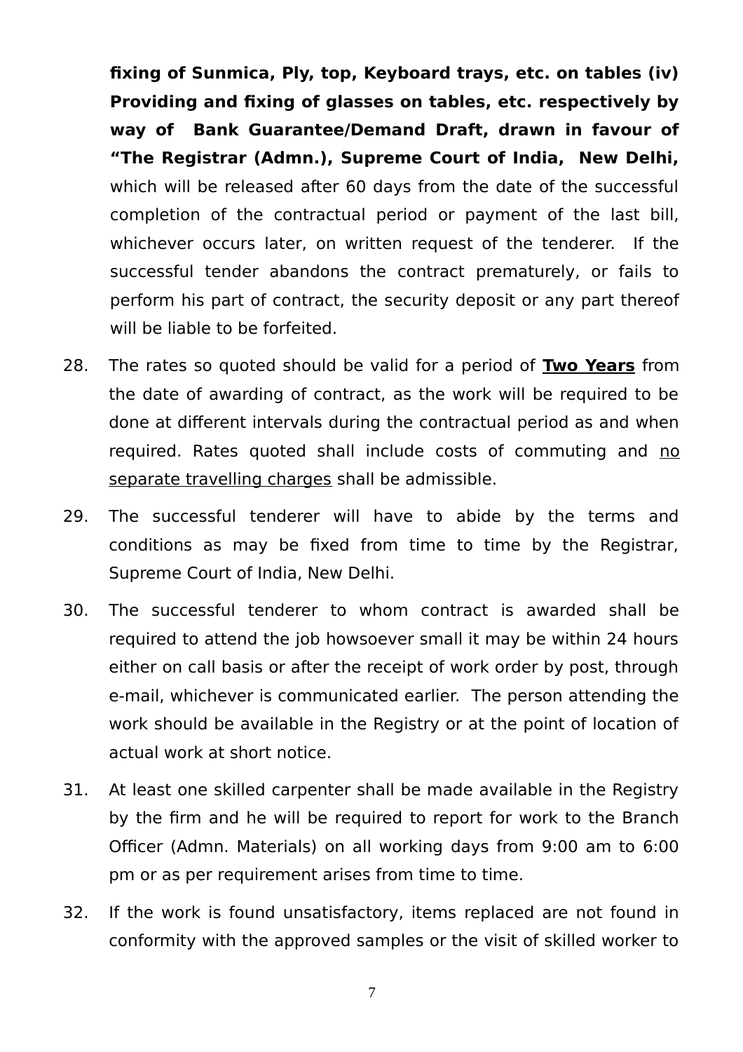**fixing of Sunmica, Ply, top, Keyboard trays, etc. on tables (iv) Providing and fixing of glasses on tables, etc. respectively by way of Bank Guarantee/Demand Draft, drawn in favour of "The Registrar (Admn.), Supreme Court of India, New Delhi,** which will be released after 60 days from the date of the successful completion of the contractual period or payment of the last bill, whichever occurs later, on written request of the tenderer. If the successful tender abandons the contract prematurely, or fails to perform his part of contract, the security deposit or any part thereof will be liable to be forfeited.

28. The rates so quoted should be valid for a period of **<u>Two Years</u>** from the date of awarding of contract, as the work will be required to be done at different intervals during the contractual period as and when required. Rates quoted shall include costs of commuting and <u>no separate travelling charges</u> shall be admissible.

29. The successful tenderer will have to abide by the terms and conditions as may be fixed from time to time by the Registrar, Supreme Court of India, New Delhi.

30. The successful tenderer to whom contract is awarded shall be required to attend the job howsoever small it may be within 24 hours either on call basis or after the receipt of work order by post, through e-mail, whichever is communicated earlier. The person attending the work should be available in the Registry or at the point of location of actual work at short notice.

31. At least one skilled carpenter shall be made available in the Registry by the firm and he will be required to report for work to the Branch Officer (Admn. Materials) on all working days from 9:00 am to 6:00 pm or as per requirement arises from time to time.

32. If the work is found unsatisfactory, items replaced are not found in conformity with the approved samples or the visit of skilled worker to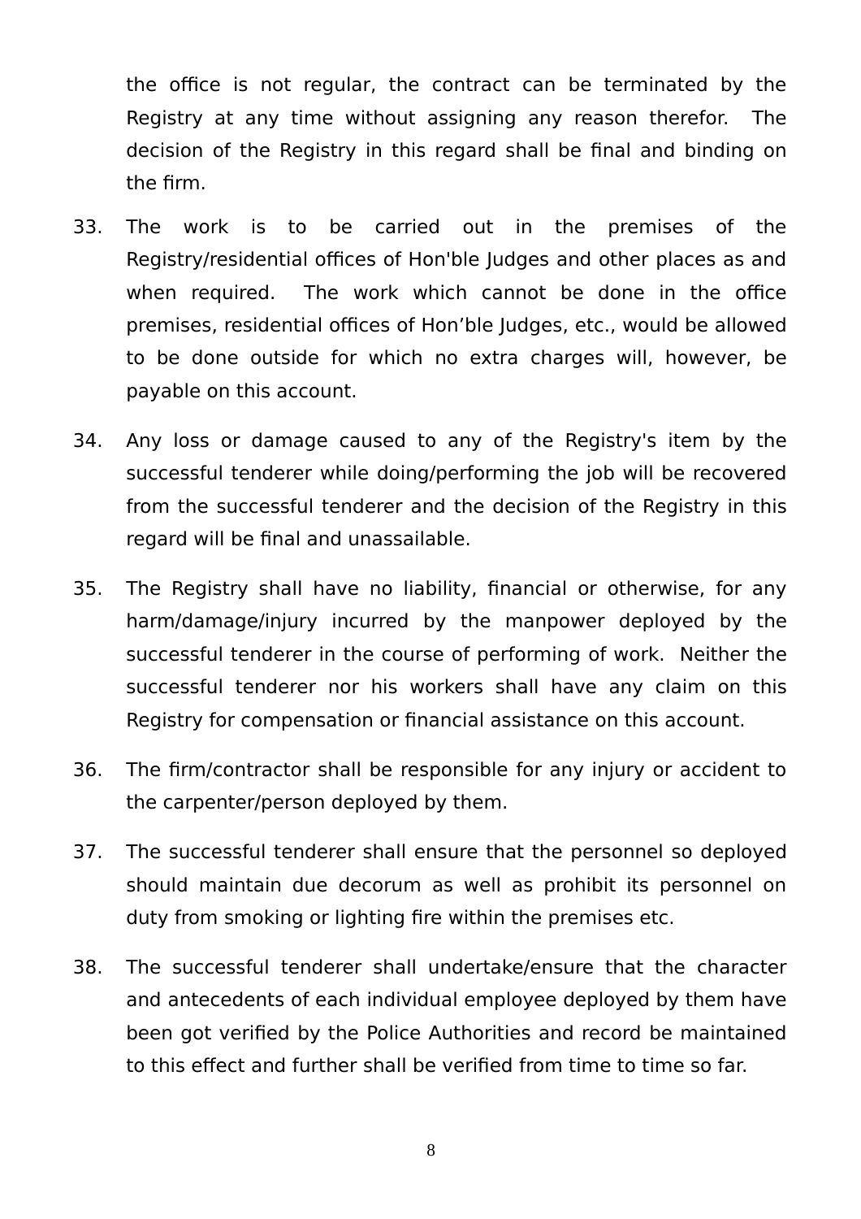the office is not regular, the contract can be terminated by the Registry at any time without assigning any reason therefor. The decision of the Registry in this regard shall be final and binding on the firm.

33. The work is to be carried out in the premises of the Registry/residential offices of Hon'ble Judges and other places as and when required. The work which cannot be done in the office premises, residential offices of Hon'ble Judges, etc., would be allowed to be done outside for which no extra charges will, however, be payable on this account.

34. Any loss or damage caused to any of the Registry's item by the successful tenderer while doing/performing the job will be recovered from the successful tenderer and the decision of the Registry in this regard will be final and unassailable.

35. The Registry shall have no liability, financial or otherwise, for any harm/damage/injury incurred by the manpower deployed by the successful tenderer in the course of performing of work. Neither the successful tenderer nor his workers shall have any claim on this Registry for compensation or financial assistance on this account.

36. The firm/contractor shall be responsible for any injury or accident to the carpenter/person deployed by them.

37. The successful tenderer shall ensure that the personnel so deployed should maintain due decorum as well as prohibit its personnel on duty from smoking or lighting fire within the premises etc.

38. The successful tenderer shall undertake/ensure that the character and antecedents of each individual employee deployed by them have been got verified by the Police Authorities and record be maintained to this effect and further shall be verified from time to time so far.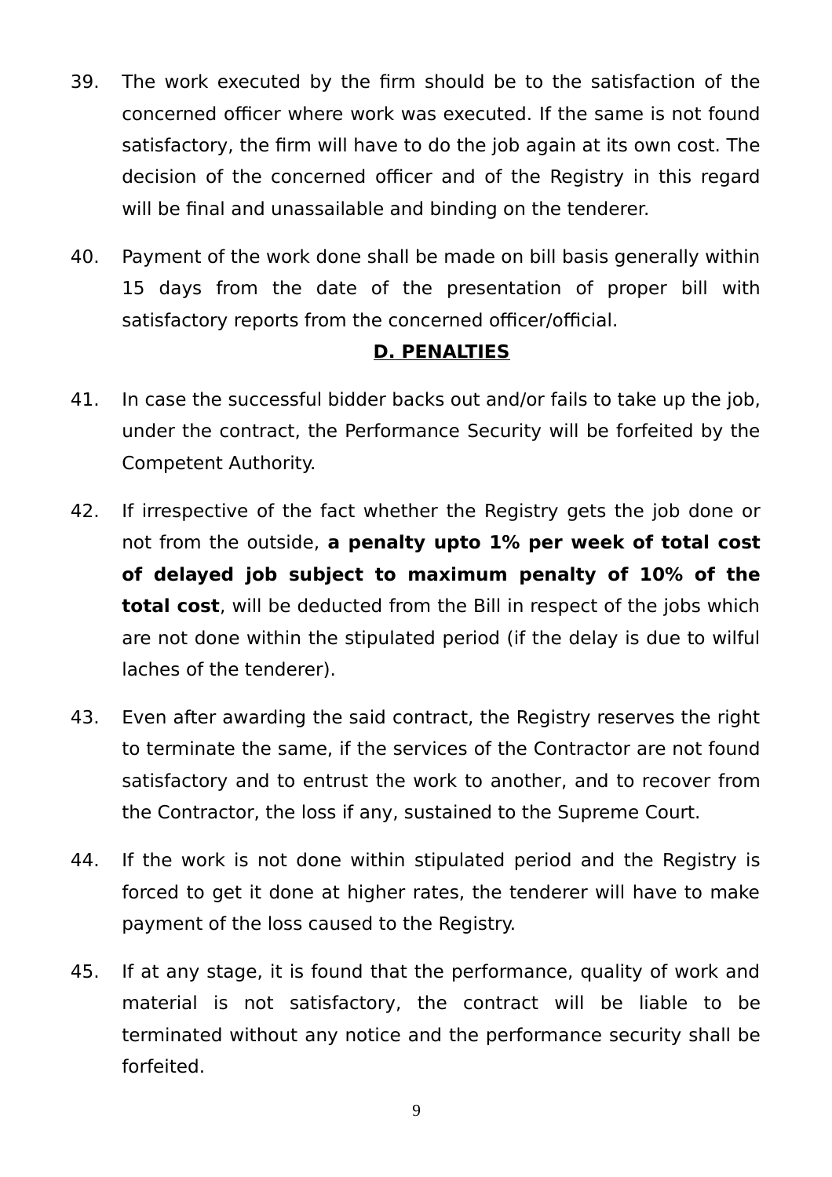39. The work executed by the firm should be to the satisfaction of the concerned officer where work was executed. If the same is not found satisfactory, the firm will have to do the job again at its own cost. The decision of the concerned officer and of the Registry in this regard will be final and unassailable and binding on the tenderer.

40. Payment of the work done shall be made on bill basis generally within 15 days from the date of the presentation of proper bill with satisfactory reports from the concerned officer/official.

## D. PENALTIES

41. In case the successful bidder backs out and/or fails to take up the job, under the contract, the Performance Security will be forfeited by the Competent Authority.

42. If irrespective of the fact whether the Registry gets the job done or not from the outside, **a penalty upto 1% per week of total cost of delayed job subject to maximum penalty of 10% of the total cost**, will be deducted from the Bill in respect of the jobs which are not done within the stipulated period (if the delay is due to wilful laches of the tenderer).

43. Even after awarding the said contract, the Registry reserves the right to terminate the same, if the services of the Contractor are not found satisfactory and to entrust the work to another, and to recover from the Contractor, the loss if any, sustained to the Supreme Court.

44. If the work is not done within stipulated period and the Registry is forced to get it done at higher rates, the tenderer will have to make payment of the loss caused to the Registry.

45. If at any stage, it is found that the performance, quality of work and material is not satisfactory, the contract will be liable to be terminated without any notice and the performance security shall be forfeited.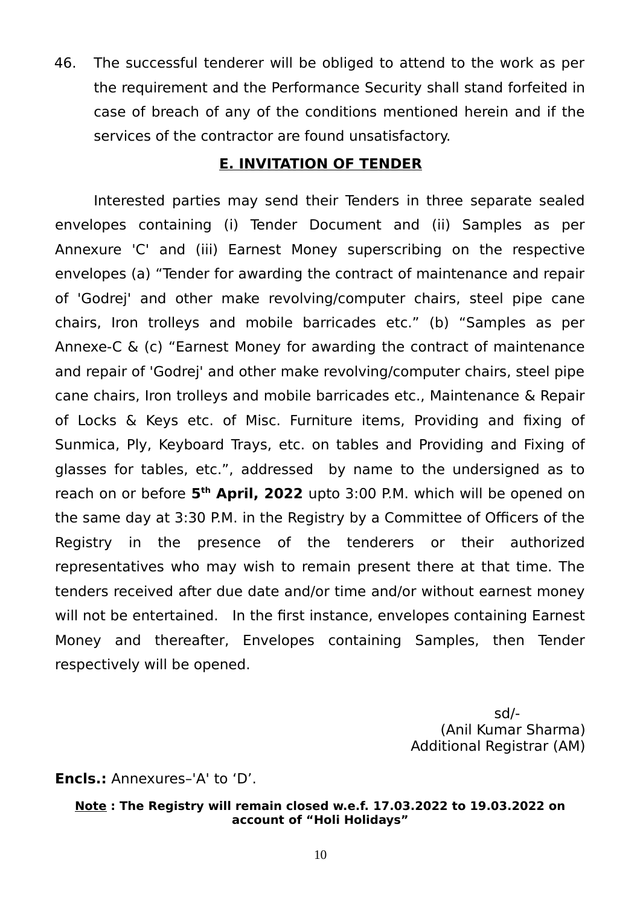46. The successful tenderer will be obliged to attend to the work as per the requirement and the Performance Security shall stand forfeited in case of breach of any of the conditions mentioned herein and if the services of the contractor are found unsatisfactory.

## E. INVITATION OF TENDER

Interested parties may send their Tenders in three separate sealed envelopes containing (i) Tender Document and (ii) Samples as per Annexure 'C' and (iii) Earnest Money superscribing on the respective envelopes (a) "Tender for awarding the contract of maintenance and repair of 'Godrej' and other make revolving/computer chairs, steel pipe cane chairs, Iron trolleys and mobile barricades etc." (b) "Samples as per Annexe-C & (c) "Earnest Money for awarding the contract of maintenance and repair of 'Godrej' and other make revolving/computer chairs, steel pipe cane chairs, Iron trolleys and mobile barricades etc., Maintenance & Repair of Locks & Keys etc. of Misc. Furniture items, Providing and fixing of Sunmica, Ply, Keyboard Trays, etc. on tables and Providing and Fixing of glasses for tables, etc.", addressed by name to the undersigned as to reach on or before **5th April, 2022** upto 3:00 P.M. which will be opened on the same day at 3:30 P.M. in the Registry by a Committee of Officers of the Registry in the presence of the tenderers or their authorized representatives who may wish to remain present there at that time. The tenders received after due date and/or time and/or without earnest money will not be entertained. In the first instance, envelopes containing Earnest Money and thereafter, Envelopes containing Samples, then Tender respectively will be opened.

sd/-
(Anil Kumar Sharma)
Additional Registrar (AM)

**Encls.:** Annexures–'A' to 'D'.

**<u>Note</u> : The Registry will remain closed w.e.f. 17.03.2022 to 19.03.2022 on account of "Holi Holidays"**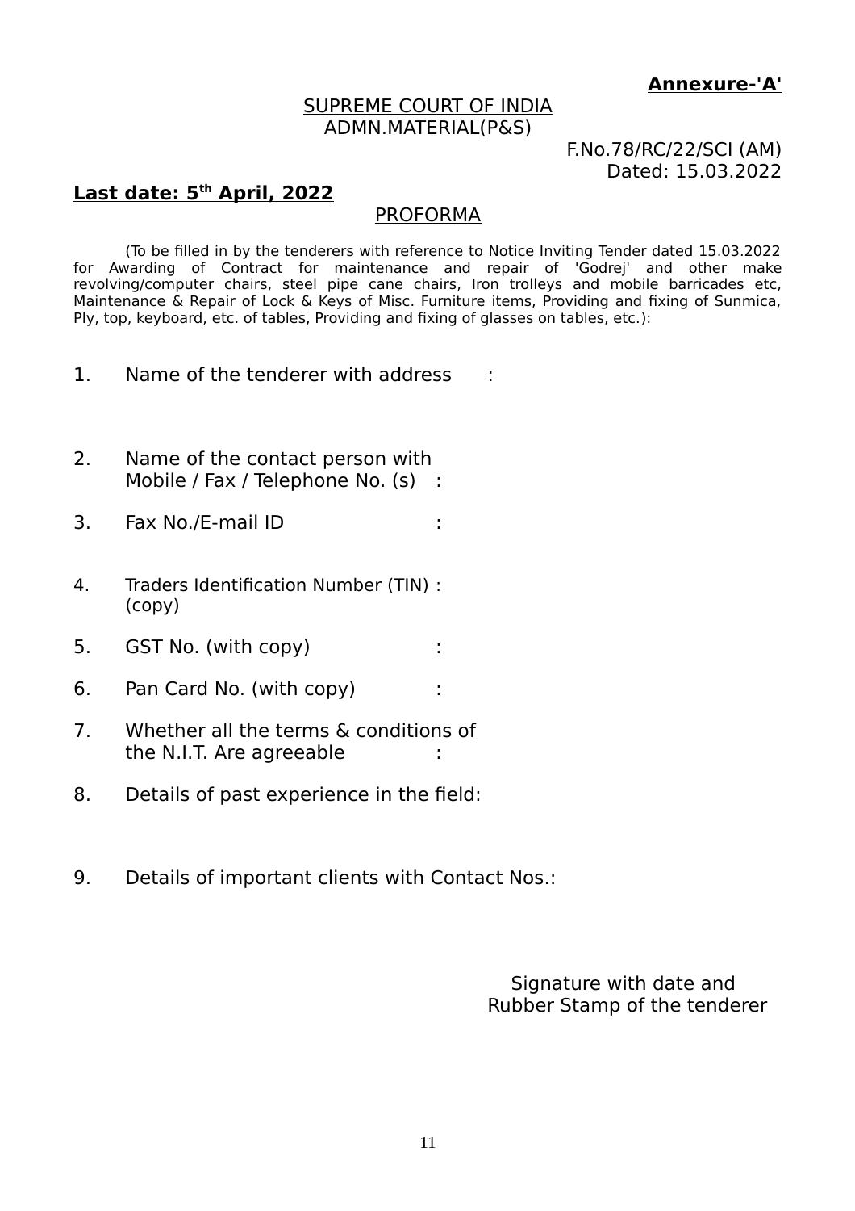**Annexure-'A'**

SUPREME COURT OF INDIA
ADMN.MATERIAL(P&S)

F.No.78/RC/22/SCI (AM)
Dated: 15.03.2022

**Last date: 5th April, 2022**

PROFORMA

(To be filled in by the tenderers with reference to Notice Inviting Tender dated 15.03.2022 for Awarding of Contract for maintenance and repair of 'Godrej' and other make revolving/computer chairs, steel pipe cane chairs, Iron trolleys and mobile barricades etc, Maintenance & Repair of Lock & Keys of Misc. Furniture items, Providing and fixing of Sunmica, Ply, top, keyboard, etc. of tables, Providing and fixing of glasses on tables, etc.):

1. Name of the tenderer with address :

2. Name of the contact person with Mobile / Fax / Telephone No. (s) :

3. Fax No./E-mail ID :

4. Traders Identification Number (TIN) : (copy)

5. GST No. (with copy) :

6. Pan Card No. (with copy) :

7. Whether all the terms & conditions of the N.I.T. Are agreeable :

8. Details of past experience in the field:

9. Details of important clients with Contact Nos.:

Signature with date and
Rubber Stamp of the tenderer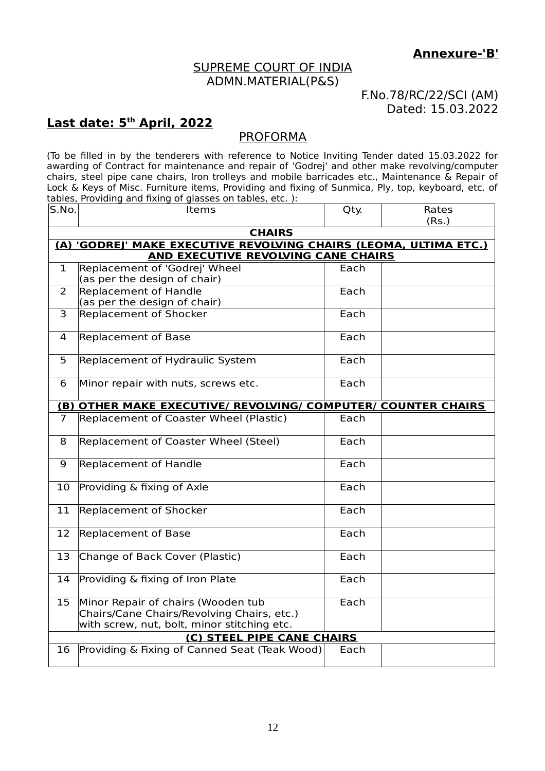**Annexure-'B'**

SUPREME COURT OF INDIA
ADMN.MATERIAL(P&S)

F.No.78/RC/22/SCI (AM)
Dated: 15.03.2022

**Last date: 5th April, 2022**

## PROFORMA

(To be filled in by the tenderers with reference to Notice Inviting Tender dated 15.03.2022 for awarding of Contract for maintenance and repair of 'Godrej' and other make revolving/computer chairs, steel pipe cane chairs, Iron trolleys and mobile barricades etc., Maintenance & Repair of Lock & Keys of Misc. Furniture items, Providing and fixing of Sunmica, Ply, top, keyboard, etc. of tables, Providing and fixing of glasses on tables, etc. ):

| S.No. | Items | Qty. | Rates (Rs.) |
|---|---|---|---|
| | **CHAIRS** | | |
| | **(A) 'GODREJ' MAKE EXECUTIVE REVOLVING CHAIRS (LEOMA, ULTIMA ETC.) AND EXECUTIVE REVOLVING CANE CHAIRS** | | |
| 1 | Replacement of 'Godrej' Wheel (as per the design of chair) | Each | |
| 2 | Replacement of Handle (as per the design of chair) | Each | |
| 3 | Replacement of Shocker | Each | |
| 4 | Replacement of Base | Each | |
| 5 | Replacement of Hydraulic System | Each | |
| 6 | Minor repair with nuts, screws etc. | Each | |
| | **(B) OTHER MAKE EXECUTIVE/ REVOLVING/ COMPUTER/ COUNTER CHAIRS** | | |
| 7 | Replacement of Coaster Wheel (Plastic) | Each | |
| 8 | Replacement of Coaster Wheel (Steel) | Each | |
| 9 | Replacement of Handle | Each | |
| 10 | Providing & fixing of Axle | Each | |
| 11 | Replacement of Shocker | Each | |
| 12 | Replacement of Base | Each | |
| 13 | Change of Back Cover (Plastic) | Each | |
| 14 | Providing & fixing of Iron Plate | Each | |
| 15 | Minor Repair of chairs (Wooden tub Chairs/Cane Chairs/Revolving Chairs, etc.) with screw, nut, bolt, minor stitching etc. | Each | |
| | **(C) STEEL PIPE CANE CHAIRS** | | |
| 16 | Providing & Fixing of Canned Seat (Teak Wood) | Each | |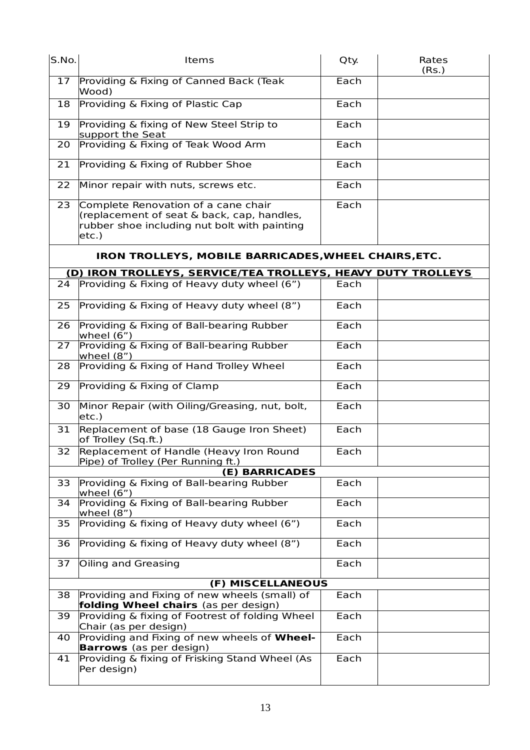| S.No. | Items | Qty. | Rates (Rs.) |
|---|---|---|---|
| 17 | Providing & Fixing of Canned Back (Teak Wood) | Each | |
| 18 | Providing & Fixing of Plastic Cap | Each | |
| 19 | Providing & fixing of New Steel Strip to support the Seat | Each | |
| 20 | Providing & Fixing of Teak Wood Arm | Each | |
| 21 | Providing & Fixing of Rubber Shoe | Each | |
| 22 | Minor repair with nuts, screws etc. | Each | |
| 23 | Complete Renovation of a cane chair (replacement of seat & back, cap, handles, rubber shoe including nut bolt with painting etc.) | Each | |
| | **IRON TROLLEYS, MOBILE BARRICADES,WHEEL CHAIRS,ETC.** | | |
| | **(D) IRON TROLLEYS, SERVICE/TEA TROLLEYS, HEAVY DUTY TROLLEYS** | | |
| 24 | Providing & Fixing of Heavy duty wheel (6") | Each | |
| 25 | Providing & Fixing of Heavy duty wheel (8") | Each | |
| 26 | Providing & Fixing of Ball-bearing Rubber wheel (6") | Each | |
| 27 | Providing & Fixing of Ball-bearing Rubber wheel (8") | Each | |
| 28 | Providing & Fixing of Hand Trolley Wheel | Each | |
| 29 | Providing & Fixing of Clamp | Each | |
| 30 | Minor Repair (with Oiling/Greasing, nut, bolt, etc.) | Each | |
| 31 | Replacement of base (18 Gauge Iron Sheet) of Trolley (Sq.ft.) | Each | |
| 32 | Replacement of Handle (Heavy Iron Round Pipe) of Trolley (Per Running ft.) | Each | |
| | **(E) BARRICADES** | | |
| 33 | Providing & Fixing of Ball-bearing Rubber wheel (6") | Each | |
| 34 | Providing & Fixing of Ball-bearing Rubber wheel (8") | Each | |
| 35 | Providing & fixing of Heavy duty wheel (6") | Each | |
| 36 | Providing & fixing of Heavy duty wheel (8") | Each | |
| 37 | Oiling and Greasing | Each | |
| | **(F) MISCELLANEOUS** | | |
| 38 | Providing and Fixing of new wheels (small) of **folding Wheel chairs** (as per design) | Each | |
| 39 | Providing & fixing of Footrest of folding Wheel Chair (as per design) | Each | |
| 40 | Providing and Fixing of new wheels of **Wheel-Barrows** (as per design) | Each | |
| 41 | Providing & fixing of Frisking Stand Wheel (As Per design) | Each | |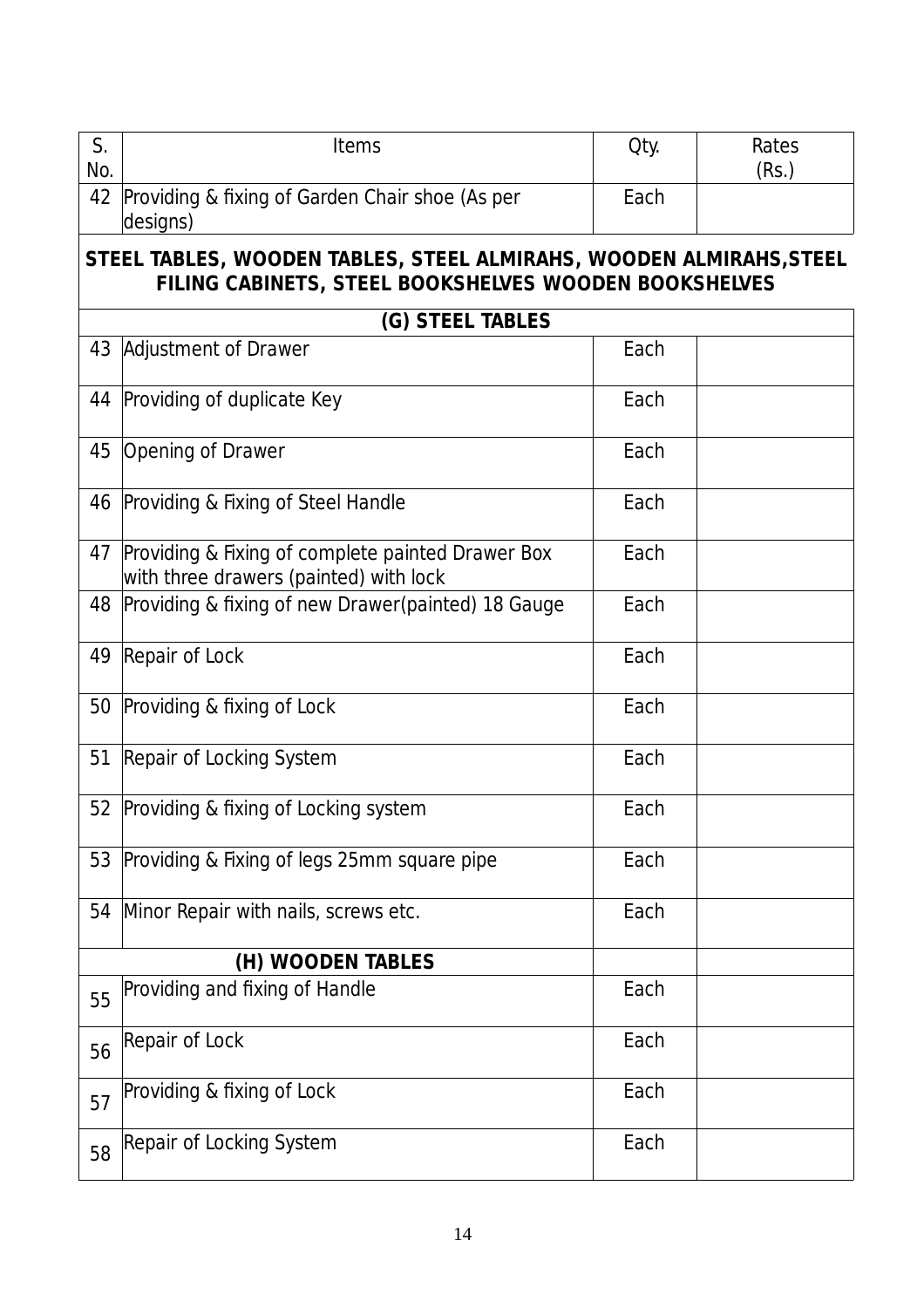| S. No. | Items | Qty. | Rates (Rs.) |
|---|---|---|---|
| 42 | Providing & fixing of Garden Chair shoe (As per designs) | Each | |
| | **STEEL TABLES, WOODEN TABLES, STEEL ALMIRAHS, WOODEN ALMIRAHS, STEEL FILING CABINETS, STEEL BOOKSHELVES WOODEN BOOKSHELVES** | | |
| | **(G) STEEL TABLES** | | |
| 43 | Adjustment of Drawer | Each | |
| 44 | Providing of duplicate Key | Each | |
| 45 | Opening of Drawer | Each | |
| 46 | Providing & Fixing of Steel Handle | Each | |
| 47 | Providing & Fixing of complete painted Drawer Box with three drawers (painted) with lock | Each | |
| 48 | Providing & fixing of new Drawer(painted) 18 Gauge | Each | |
| 49 | Repair of Lock | Each | |
| 50 | Providing & fixing of Lock | Each | |
| 51 | Repair of Locking System | Each | |
| 52 | Providing & fixing of Locking system | Each | |
| 53 | Providing & Fixing of legs 25mm square pipe | Each | |
| 54 | Minor Repair with nails, screws etc. | Each | |
| | **(H) WOODEN TABLES** | | |
| 55 | Providing and fixing of Handle | Each | |
| 56 | Repair of Lock | Each | |
| 57 | Providing & fixing of Lock | Each | |
| 58 | Repair of Locking System | Each | |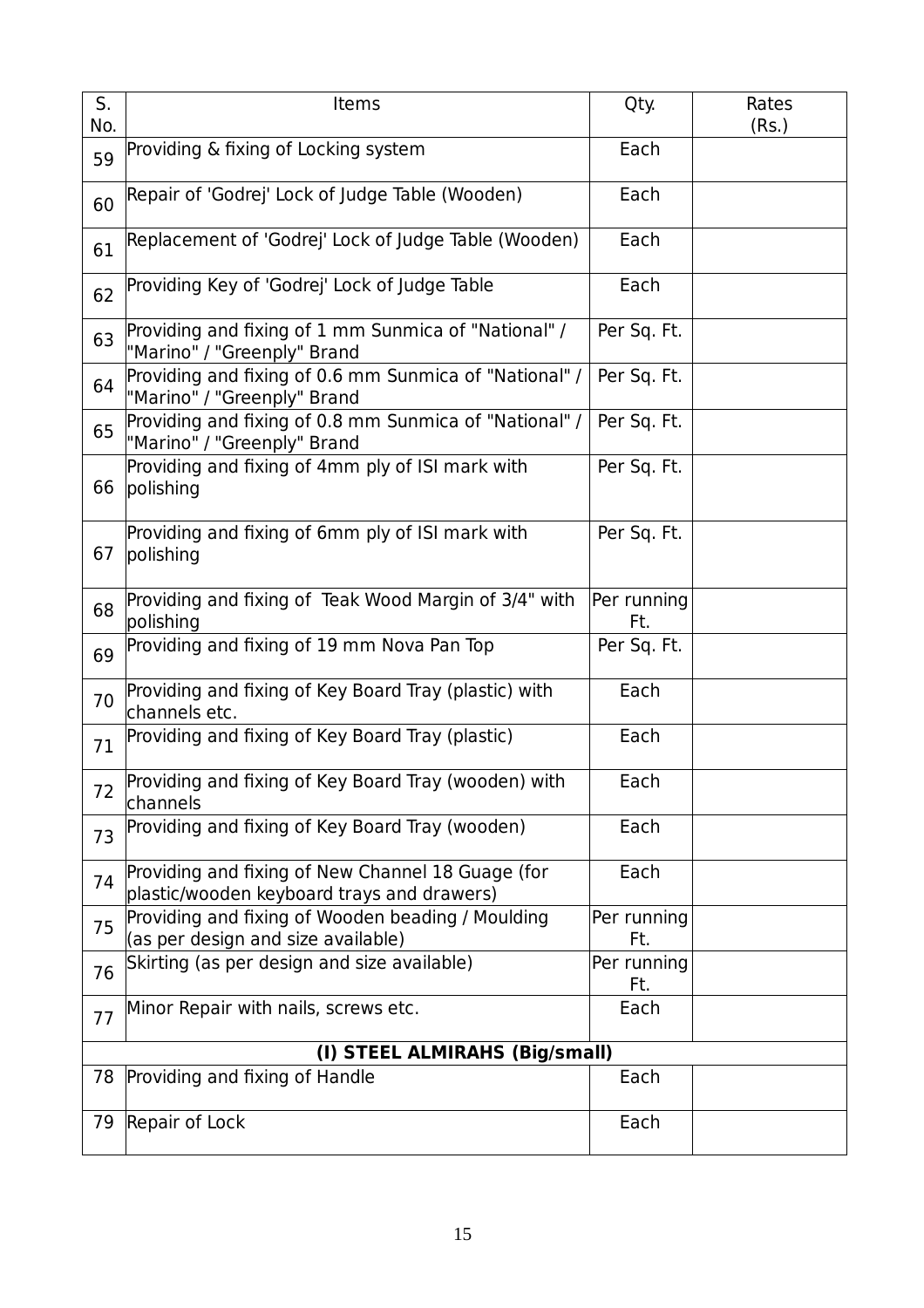| S. No. | Items | Qty. | Rates (Rs.) |
|---|---|---|---|
| 59 | Providing & fixing of Locking system | Each | |
| 60 | Repair of 'Godrej' Lock of Judge Table (Wooden) | Each | |
| 61 | Replacement of 'Godrej' Lock of Judge Table (Wooden) | Each | |
| 62 | Providing Key of 'Godrej' Lock of Judge Table | Each | |
| 63 | Providing and fixing of 1 mm Sunmica of "National" / "Marino" / "Greenply" Brand | Per Sq. Ft. | |
| 64 | Providing and fixing of 0.6 mm Sunmica of "National" / "Marino" / "Greenply" Brand | Per Sq. Ft. | |
| 65 | Providing and fixing of 0.8 mm Sunmica of "National" / "Marino" / "Greenply" Brand | Per Sq. Ft. | |
| 66 | Providing and fixing of 4mm ply of ISI mark with polishing | Per Sq. Ft. | |
| 67 | Providing and fixing of 6mm ply of ISI mark with polishing | Per Sq. Ft. | |
| 68 | Providing and fixing of Teak Wood Margin of 3/4" with polishing | Per running Ft. | |
| 69 | Providing and fixing of 19 mm Nova Pan Top | Per Sq. Ft. | |
| 70 | Providing and fixing of Key Board Tray (plastic) with channels etc. | Each | |
| 71 | Providing and fixing of Key Board Tray (plastic) | Each | |
| 72 | Providing and fixing of Key Board Tray (wooden) with channels | Each | |
| 73 | Providing and fixing of Key Board Tray (wooden) | Each | |
| 74 | Providing and fixing of New Channel 18 Guage (for plastic/wooden keyboard trays and drawers) | Each | |
| 75 | Providing and fixing of Wooden beading / Moulding (as per design and size available) | Per running Ft. | |
| 76 | Skirting (as per design and size available) | Per running Ft. | |
| 77 | Minor Repair with nails, screws etc. | Each | |
| | **(I) STEEL ALMIRAHS (Big/small)** | | |
| 78 | Providing and fixing of Handle | Each | |
| 79 | Repair of Lock | Each | |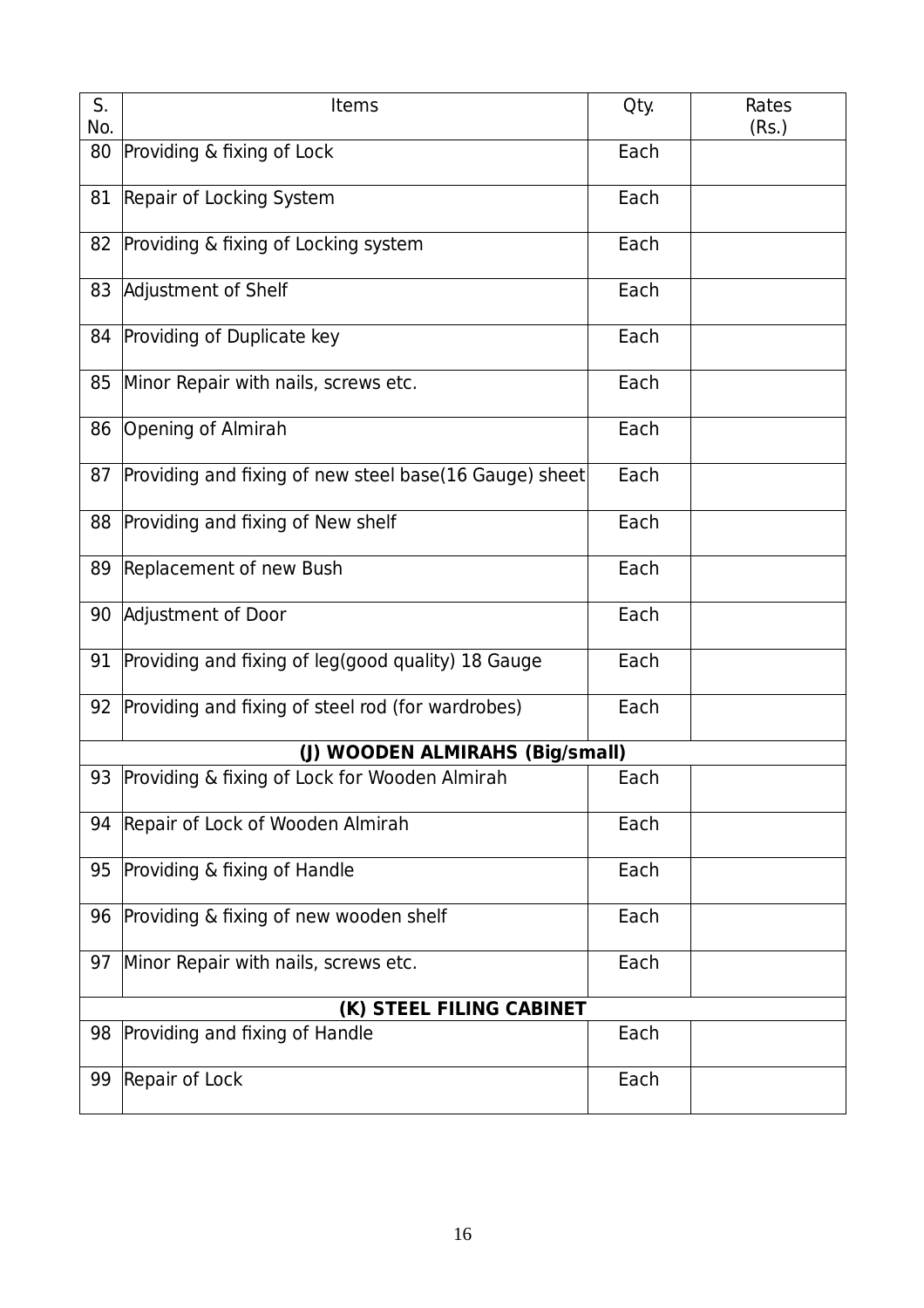| S. No. | Items | Qty. | Rates (Rs.) |
|---|---|---|---|
| 80 | Providing & fixing of Lock | Each | |
| 81 | Repair of Locking System | Each | |
| 82 | Providing & fixing of Locking system | Each | |
| 83 | Adjustment of Shelf | Each | |
| 84 | Providing of Duplicate key | Each | |
| 85 | Minor Repair with nails, screws etc. | Each | |
| 86 | Opening of Almirah | Each | |
| 87 | Providing and fixing of new steel base(16 Gauge) sheet | Each | |
| 88 | Providing and fixing of New shelf | Each | |
| 89 | Replacement of new Bush | Each | |
| 90 | Adjustment of Door | Each | |
| 91 | Providing and fixing of leg(good quality) 18 Gauge | Each | |
| 92 | Providing and fixing of steel rod (for wardrobes) | Each | |
| | **(J) WOODEN ALMIRAHS (Big/small)** | | |
| 93 | Providing & fixing of Lock for Wooden Almirah | Each | |
| 94 | Repair of Lock of Wooden Almirah | Each | |
| 95 | Providing & fixing of Handle | Each | |
| 96 | Providing & fixing of new wooden shelf | Each | |
| 97 | Minor Repair with nails, screws etc. | Each | |
| | **(K) STEEL FILING CABINET** | | |
| 98 | Providing and fixing of Handle | Each | |
| 99 | Repair of Lock | Each | |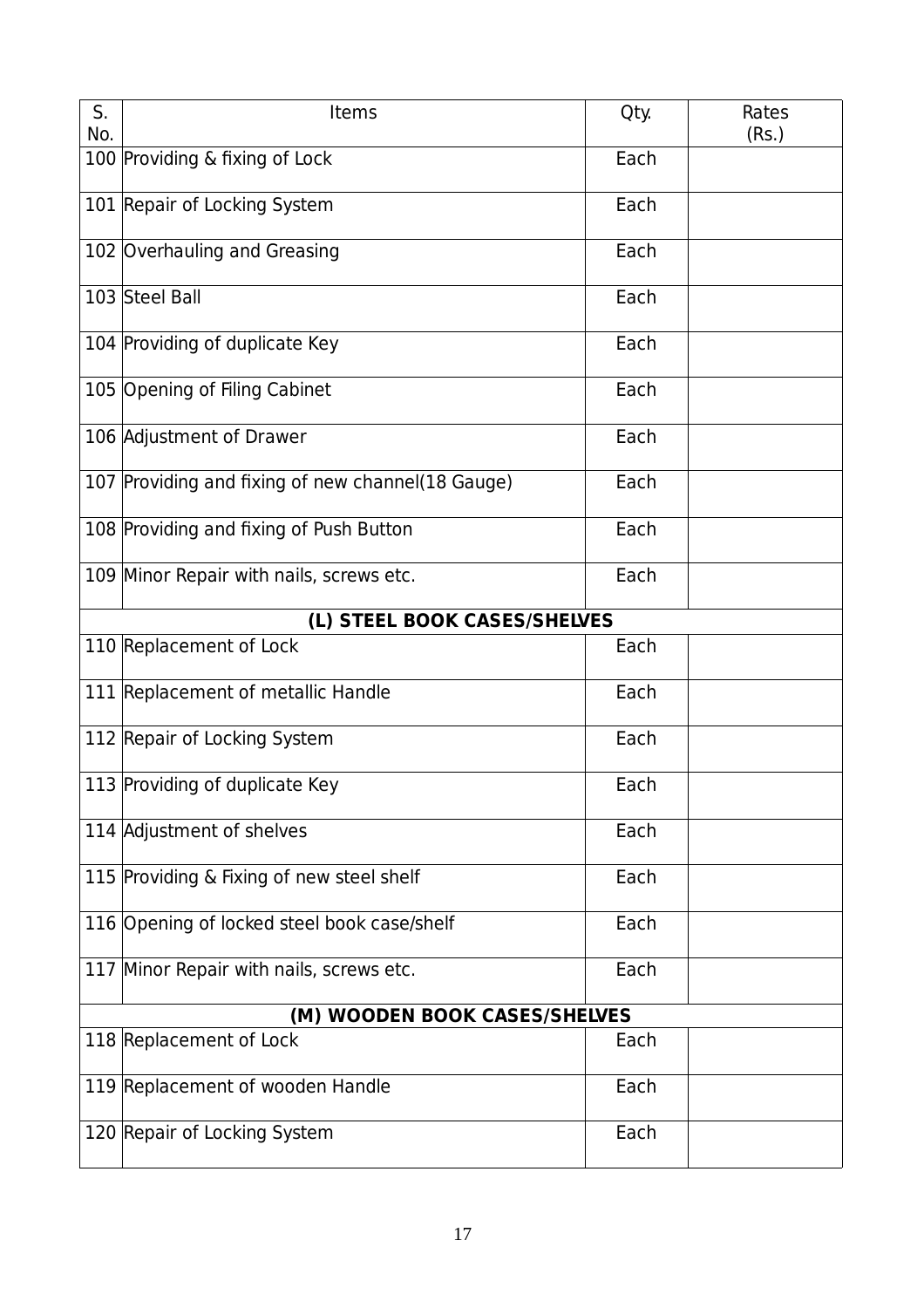| S. No. | Items | Qty. | Rates (Rs.) |
|---|---|---|---|
| 100 | Providing & fixing of Lock | Each | |
| 101 | Repair of Locking System | Each | |
| 102 | Overhauling and Greasing | Each | |
| 103 | Steel Ball | Each | |
| 104 | Providing of duplicate Key | Each | |
| 105 | Opening of Filing Cabinet | Each | |
| 106 | Adjustment of Drawer | Each | |
| 107 | Providing and fixing of new channel(18 Gauge) | Each | |
| 108 | Providing and fixing of Push Button | Each | |
| 109 | Minor Repair with nails, screws etc. | Each | |
| | **(L) STEEL BOOK CASES/SHELVES** | | |
| 110 | Replacement of Lock | Each | |
| 111 | Replacement of metallic Handle | Each | |
| 112 | Repair of Locking System | Each | |
| 113 | Providing of duplicate Key | Each | |
| 114 | Adjustment of shelves | Each | |
| 115 | Providing & Fixing of new steel shelf | Each | |
| 116 | Opening of locked steel book case/shelf | Each | |
| 117 | Minor Repair with nails, screws etc. | Each | |
| | **(M) WOODEN BOOK CASES/SHELVES** | | |
| 118 | Replacement of Lock | Each | |
| 119 | Replacement of wooden Handle | Each | |
| 120 | Repair of Locking System | Each | |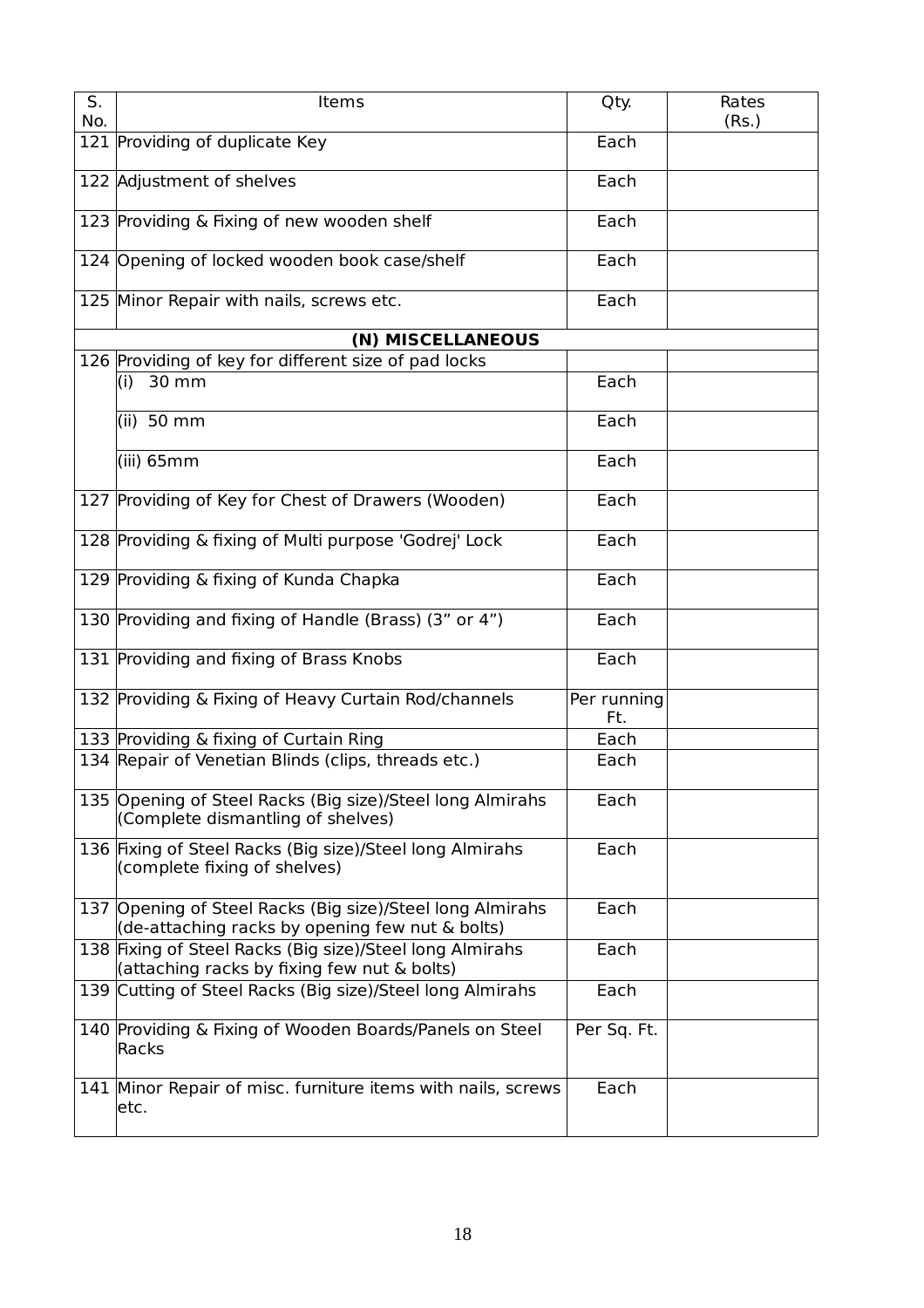| S. No. | Items | Qty. | Rates (Rs.) |
|---|---|---|---|
| 121 | Providing of duplicate Key | Each | |
| 122 | Adjustment of shelves | Each | |
| 123 | Providing & Fixing of new wooden shelf | Each | |
| 124 | Opening of locked wooden book case/shelf | Each | |
| 125 | Minor Repair with nails, screws etc. | Each | |
| | **(N) MISCELLANEOUS** | | |
| 126 | Providing of key for different size of pad locks | | |
| | (i) 30 mm | Each | |
| | (ii) 50 mm | Each | |
| | (iii) 65mm | Each | |
| 127 | Providing of Key for Chest of Drawers (Wooden) | Each | |
| 128 | Providing & fixing of Multi purpose 'Godrej' Lock | Each | |
| 129 | Providing & fixing of Kunda Chapka | Each | |
| 130 | Providing and fixing of Handle (Brass) (3" or 4") | Each | |
| 131 | Providing and fixing of Brass Knobs | Each | |
| 132 | Providing & Fixing of Heavy Curtain Rod/channels | Per running Ft. | |
| 133 | Providing & fixing of Curtain Ring | Each | |
| 134 | Repair of Venetian Blinds (clips, threads etc.) | Each | |
| 135 | Opening of Steel Racks (Big size)/Steel long Almirahs (Complete dismantling of shelves) | Each | |
| 136 | Fixing of Steel Racks (Big size)/Steel long Almirahs (complete fixing of shelves) | Each | |
| 137 | Opening of Steel Racks (Big size)/Steel long Almirahs (de-attaching racks by opening few nut & bolts) | Each | |
| 138 | Fixing of Steel Racks (Big size)/Steel long Almirahs (attaching racks by fixing few nut & bolts) | Each | |
| 139 | Cutting of Steel Racks (Big size)/Steel long Almirahs | Each | |
| 140 | Providing & Fixing of Wooden Boards/Panels on Steel Racks | Per Sq. Ft. | |
| 141 | Minor Repair of misc. furniture items with nails, screws etc. | Each | |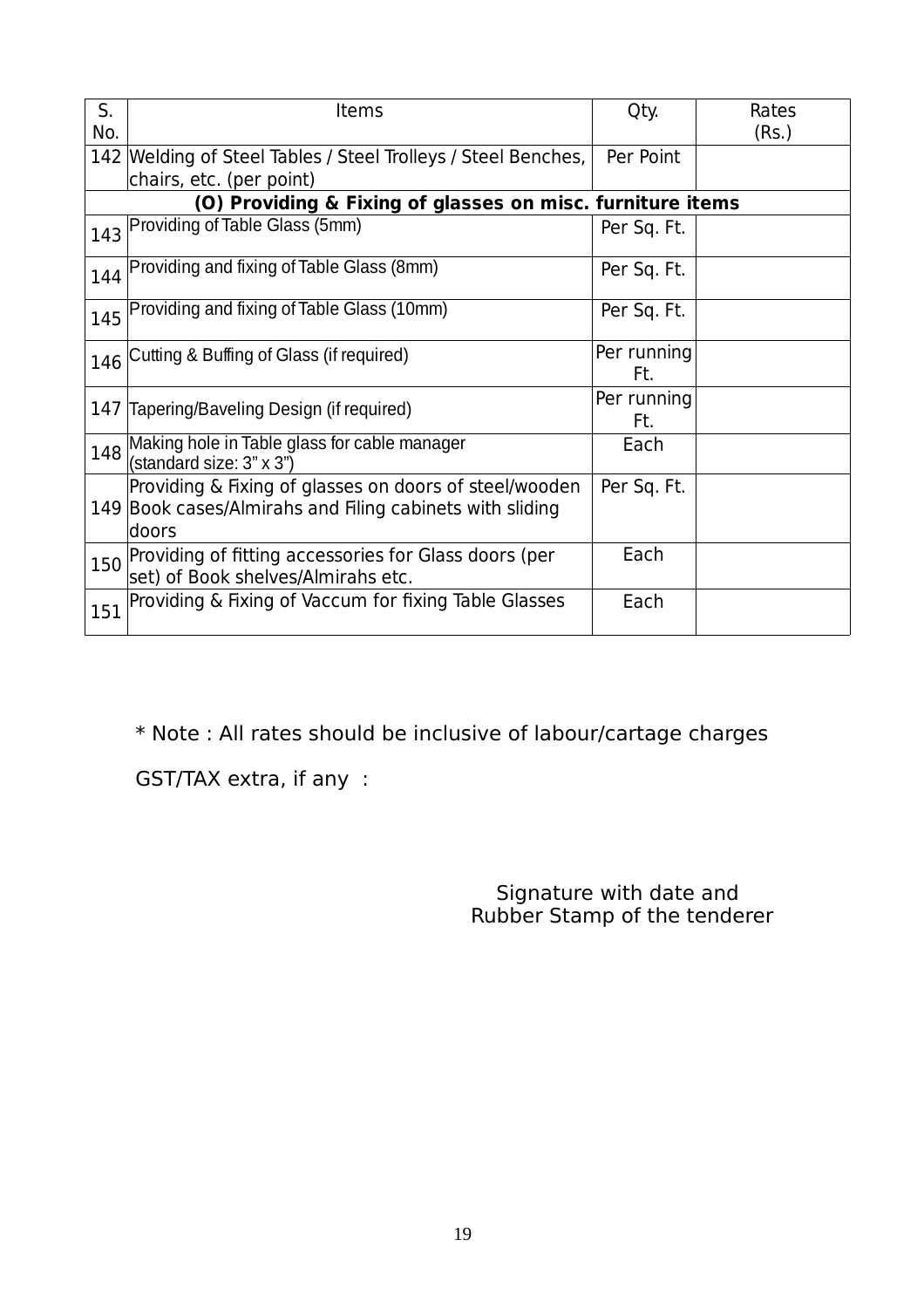| S. No. | Items | Qty. | Rates (Rs.) |
|---|---|---|---|
| 142 | Welding of Steel Tables / Steel Trolleys / Steel Benches, chairs, etc. (per point) | Per Point | |
| | **(O) Providing & Fixing of glasses on misc. furniture items** | | |
| 143 | Providing of Table Glass (5mm) | Per Sq. Ft. | |
| 144 | Providing and fixing of Table Glass (8mm) | Per Sq. Ft. | |
| 145 | Providing and fixing of Table Glass (10mm) | Per Sq. Ft. | |
| 146 | Cutting & Buffing of Glass (if required) | Per running Ft. | |
| 147 | Tapering/Baveling Design (if required) | Per running Ft. | |
| 148 | Making hole in Table glass for cable manager (standard size: 3" x 3") | Each | |
| 149 | Providing & Fixing of glasses on doors of steel/wooden Book cases/Almirahs and Filing cabinets with sliding doors | Per Sq. Ft. | |
| 150 | Providing of fitting accessories for Glass doors (per set) of Book shelves/Almirahs etc. | Each | |
| 151 | Providing & Fixing of Vaccum for fixing Table Glasses | Each | |

* Note : All rates should be inclusive of labour/cartage charges

GST/TAX extra, if any :

Signature with date and
Rubber Stamp of the tenderer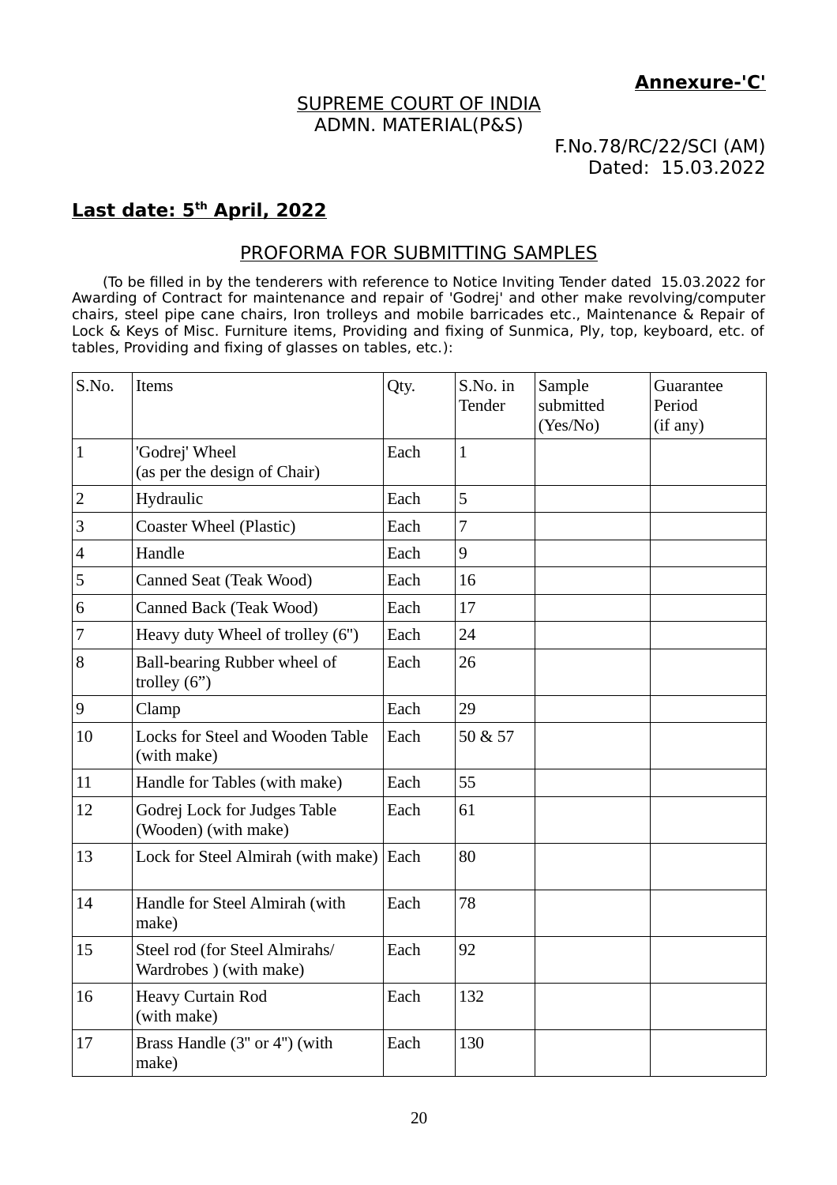**Annexure-'C'**

SUPREME COURT OF INDIA
ADMN. MATERIAL(P&S)

F.No.78/RC/22/SCI (AM)
Dated: 15.03.2022

**Last date: 5th April, 2022**

## PROFORMA FOR SUBMITTING SAMPLES

(To be filled in by the tenderers with reference to Notice Inviting Tender dated 15.03.2022 for Awarding of Contract for maintenance and repair of 'Godrej' and other make revolving/computer chairs, steel pipe cane chairs, Iron trolleys and mobile barricades etc., Maintenance & Repair of Lock & Keys of Misc. Furniture items, Providing and fixing of Sunmica, Ply, top, keyboard, etc. of tables, Providing and fixing of glasses on tables, etc.):

| S.No. | Items | Qty. | S.No. in Tender | Sample submitted (Yes/No) | Guarantee Period (if any) |
|---|---|---|---|---|---|
| 1 | 'Godrej' Wheel (as per the design of Chair) | Each | 1 | | |
| 2 | Hydraulic | Each | 5 | | |
| 3 | Coaster Wheel (Plastic) | Each | 7 | | |
| 4 | Handle | Each | 9 | | |
| 5 | Canned Seat (Teak Wood) | Each | 16 | | |
| 6 | Canned Back (Teak Wood) | Each | 17 | | |
| 7 | Heavy duty Wheel of trolley (6") | Each | 24 | | |
| 8 | Ball-bearing Rubber wheel of trolley (6”) | Each | 26 | | |
| 9 | Clamp | Each | 29 | | |
| 10 | Locks for Steel and Wooden Table (with make) | Each | 50 & 57 | | |
| 11 | Handle for Tables (with make) | Each | 55 | | |
| 12 | Godrej Lock for Judges Table (Wooden) (with make) | Each | 61 | | |
| 13 | Lock for Steel Almirah (with make) | Each | 80 | | |
| 14 | Handle for Steel Almirah (with make) | Each | 78 | | |
| 15 | Steel rod (for Steel Almirahs/ Wardrobes ) (with make) | Each | 92 | | |
| 16 | Heavy Curtain Rod (with make) | Each | 132 | | |
| 17 | Brass Handle (3" or 4") (with make) | Each | 130 | | |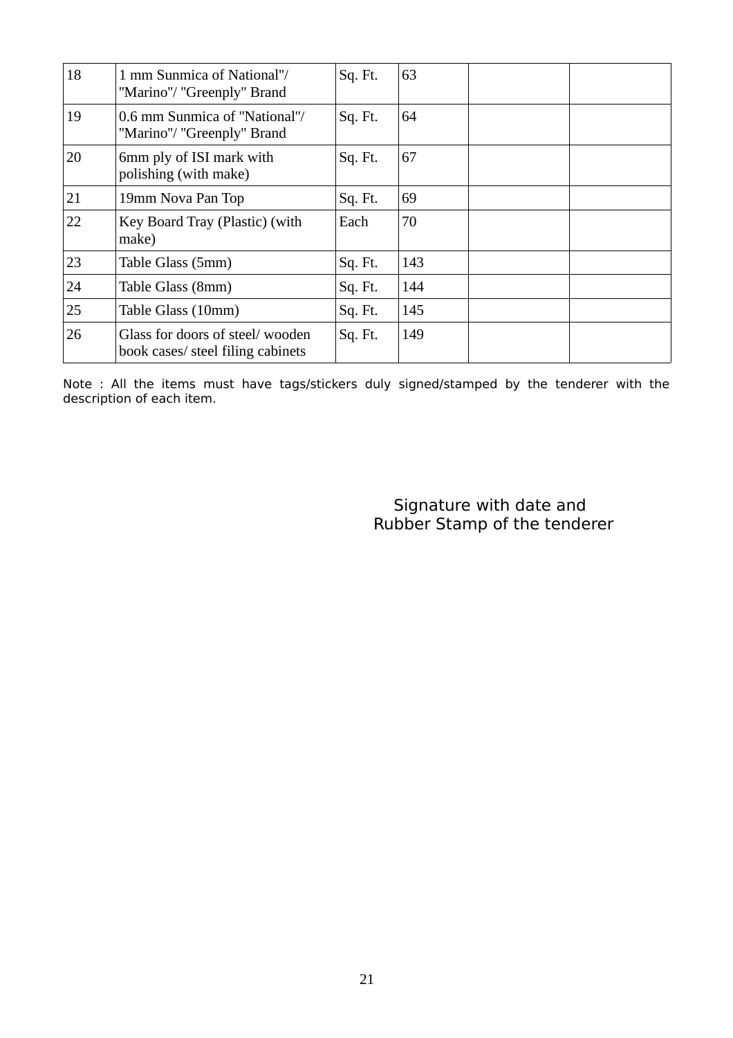| | | | | | |
|---|---|---|---|---|---|
| 18 | 1 mm Sunmica of National"/ "Marino"/ "Greenply" Brand | Sq. Ft. | 63 | | |
| 19 | 0.6 mm Sunmica of "National"/ "Marino"/ "Greenply" Brand | Sq. Ft. | 64 | | |
| 20 | 6mm ply of ISI mark with polishing (with make) | Sq. Ft. | 67 | | |
| 21 | 19mm Nova Pan Top | Sq. Ft. | 69 | | |
| 22 | Key Board Tray (Plastic) (with make) | Each | 70 | | |
| 23 | Table Glass (5mm) | Sq. Ft. | 143 | | |
| 24 | Table Glass (8mm) | Sq. Ft. | 144 | | |
| 25 | Table Glass (10mm) | Sq. Ft. | 145 | | |
| 26 | Glass for doors of steel/ wooden book cases/ steel filing cabinets | Sq. Ft. | 149 | | |

Note : All the items must have tags/stickers duly signed/stamped by the tenderer with the description of each item.

Signature with date and
Rubber Stamp of the tenderer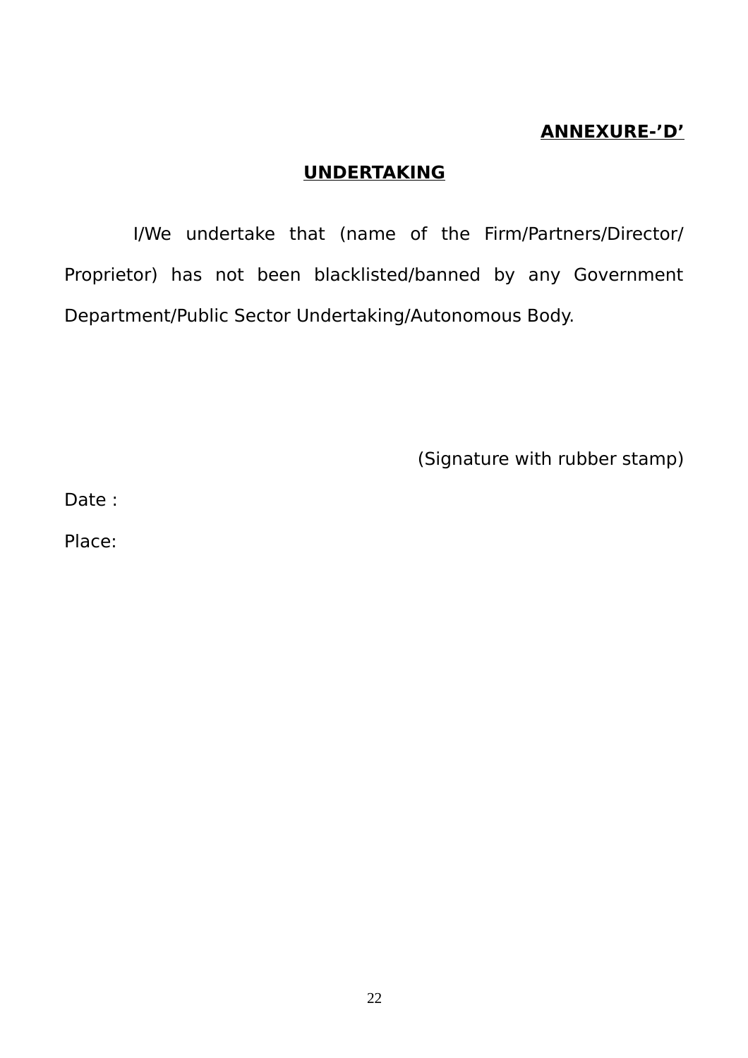**ANNEXURE-’D’**

## UNDERTAKING

I/We undertake that (name of the Firm/Partners/Director/ Proprietor) has not been blacklisted/banned by any Government Department/Public Sector Undertaking/Autonomous Body.

(Signature with rubber stamp)

Date :

Place: